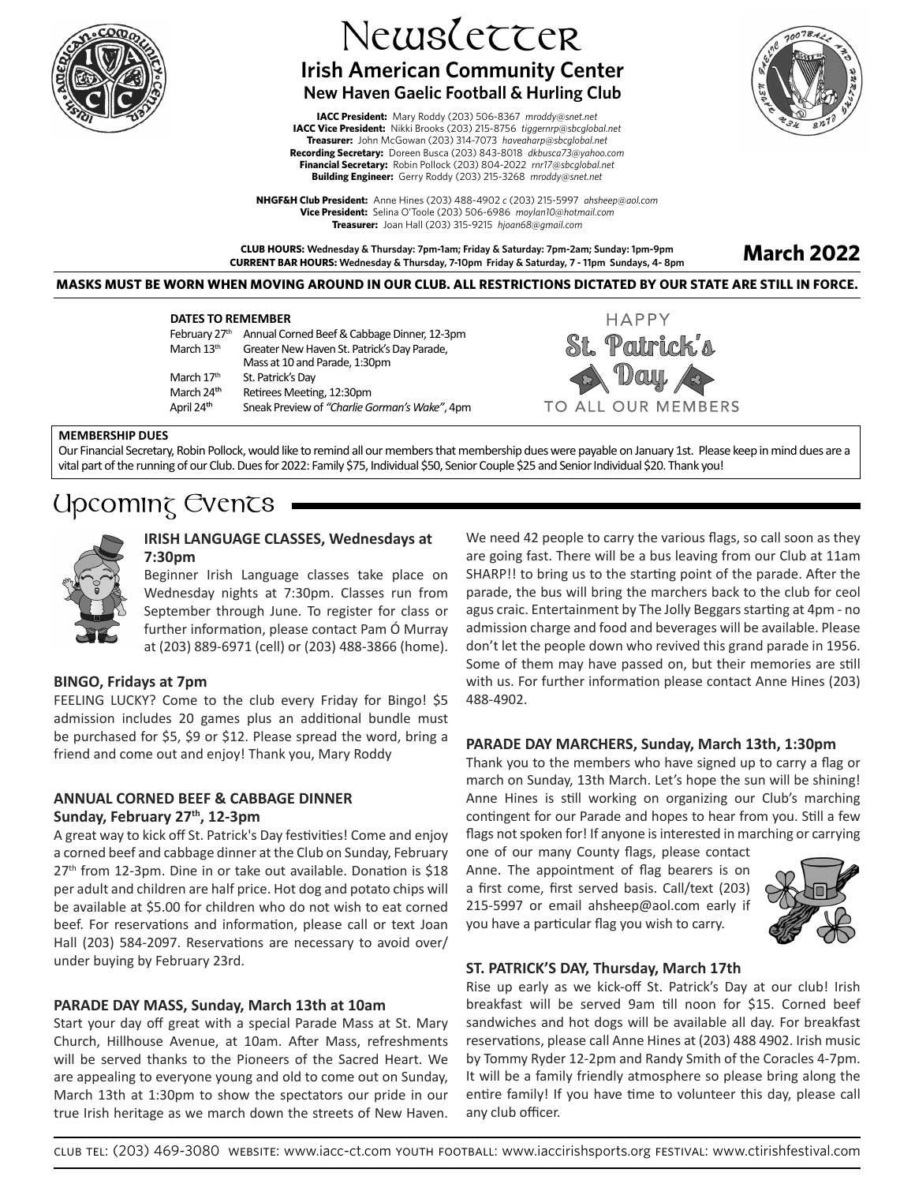# Newsletter

## Irish American Community Center
### New Haven Gaelic Football & Hurling Club

**IACC President:** Mary Roddy (203) 506-8367 *mroddy@snet.net*
**IACC Vice President:** Nikki Brooks (203) 215-8756 *tiggernrp@sbcglobal.net*
**Treasurer:** John McGowan (203) 314-7073 *haveaharp@sbcglobal.net*
**Recording Secretary:** Doreen Busca (203) 843-8018 *dkbusca73@yahoo.com*
**Financial Secretary:** Robin Pollock (203) 804-2022 *rnr17@sbcglobal.net*
**Building Engineer:** Gerry Roddy (203) 215-3268 *mroddy@snet.net*

**NHGF&H Club President:** Anne Hines (203) 488-4902 c (203) 215-5997 *ahsheep@aol.com*
**Vice President:** Selina O'Toole (203) 506-6986 *moylan10@hotmail.com*
**Treasurer:** Joan Hall (203) 315-9215 *hjoan68@gmail.com*

**CLUB HOURS: Wednesday & Thursday: 7pm-1am; Friday & Saturday: 7pm-2am; Sunday: 1pm-9pm**
**CURRENT BAR HOURS: Wednesday & Thursday, 7-10pm Friday & Saturday, 7 - 11pm Sundays, 4- 8pm**

**March 2022**

**MASKS MUST BE WORN WHEN MOVING AROUND IN OUR CLUB. ALL RESTRICTIONS DICTATED BY OUR STATE ARE STILL IN FORCE.**

**DATES TO REMEMBER**

| | |
|---|---|
| February 27th | Annual Corned Beef & Cabbage Dinner, 12-3pm |
| March 13th | Greater New Haven St. Patrick's Day Parade, Mass at 10 and Parade, 1:30pm |
| March 17th | St. Patrick's Day |
| March 24th | Retirees Meeting, 12:30pm |
| April 24th | Sneak Preview of *"Charlie Gorman's Wake"*, 4pm |

HAPPY St. Patrick's Day TO ALL OUR MEMBERS

**MEMBERSHIP DUES**

Our Financial Secretary, Robin Pollock, would like to remind all our members that membership dues were payable on January 1st. Please keep in mind dues are a vital part of the running of our Club. Dues for 2022: Family $75, Individual $50, Senior Couple $25 and Senior Individual $20. Thank you!

## Upcoming Events

### IRISH LANGUAGE CLASSES, Wednesdays at 7:30pm

Beginner Irish Language classes take place on Wednesday nights at 7:30pm. Classes run from September through June. To register for class or further information, please contact Pam Ó Murray at (203) 889-6971 (cell) or (203) 488-3866 (home).

### BINGO, Fridays at 7pm

FEELING LUCKY? Come to the club every Friday for Bingo! $5 admission includes 20 games plus an additional bundle must be purchased for $5, $9 or $12. Please spread the word, bring a friend and come out and enjoy! Thank you, Mary Roddy

### ANNUAL CORNED BEEF & CABBAGE DINNER Sunday, February 27th, 12-3pm

A great way to kick off St. Patrick's Day festivities! Come and enjoy a corned beef and cabbage dinner at the Club on Sunday, February 27th from 12-3pm. Dine in or take out available. Donation is $18 per adult and children are half price. Hot dog and potato chips will be available at $5.00 for children who do not wish to eat corned beef. For reservations and information, please call or text Joan Hall (203) 584-2097. Reservations are necessary to avoid over/under buying by February 23rd.

### PARADE DAY MASS, Sunday, March 13th at 10am

Start your day off great with a special Parade Mass at St. Mary Church, Hillhouse Avenue, at 10am. After Mass, refreshments will be served thanks to the Pioneers of the Sacred Heart. We are appealing to everyone young and old to come out on Sunday, March 13th at 1:30pm to show the spectators our pride in our true Irish heritage as we march down the streets of New Haven. We need 42 people to carry the various flags, so call soon as they are going fast. There will be a bus leaving from our Club at 11am SHARP!! to bring us to the starting point of the parade. After the parade, the bus will bring the marchers back to the club for ceol agus craic. Entertainment by The Jolly Beggars starting at 4pm - no admission charge and food and beverages will be available. Please don't let the people down who revived this grand parade in 1956. Some of them may have passed on, but their memories are still with us. For further information please contact Anne Hines (203) 488-4902.

### PARADE DAY MARCHERS, Sunday, March 13th, 1:30pm

Thank you to the members who have signed up to carry a flag or march on Sunday, 13th March. Let's hope the sun will be shining! Anne Hines is still working on organizing our Club's marching contingent for our Parade and hopes to hear from you. Still a few flags not spoken for! If anyone is interested in marching or carrying one of our many County flags, please contact Anne. The appointment of flag bearers is on a first come, first served basis. Call/text (203) 215-5997 or email ahsheep@aol.com early if you have a particular flag you wish to carry.

### ST. PATRICK'S DAY, Thursday, March 17th

Rise up early as we kick-off St. Patrick's Day at our club! Irish breakfast will be served 9am till noon for $15. Corned beef sandwiches and hot dogs will be available all day. For breakfast reservations, please call Anne Hines at (203) 488 4902. Irish music by Tommy Ryder 12-2pm and Randy Smith of the Coracles 4-7pm. It will be a family friendly atmosphere so please bring along the entire family! If you have time to volunteer this day, please call any club officer.

CLUB TEL: (203) 469-3080 WEBSITE: www.iacc-ct.com YOUTH FOOTBALL: www.iaccirishsports.org FESTIVAL: www.ctirishfestival.com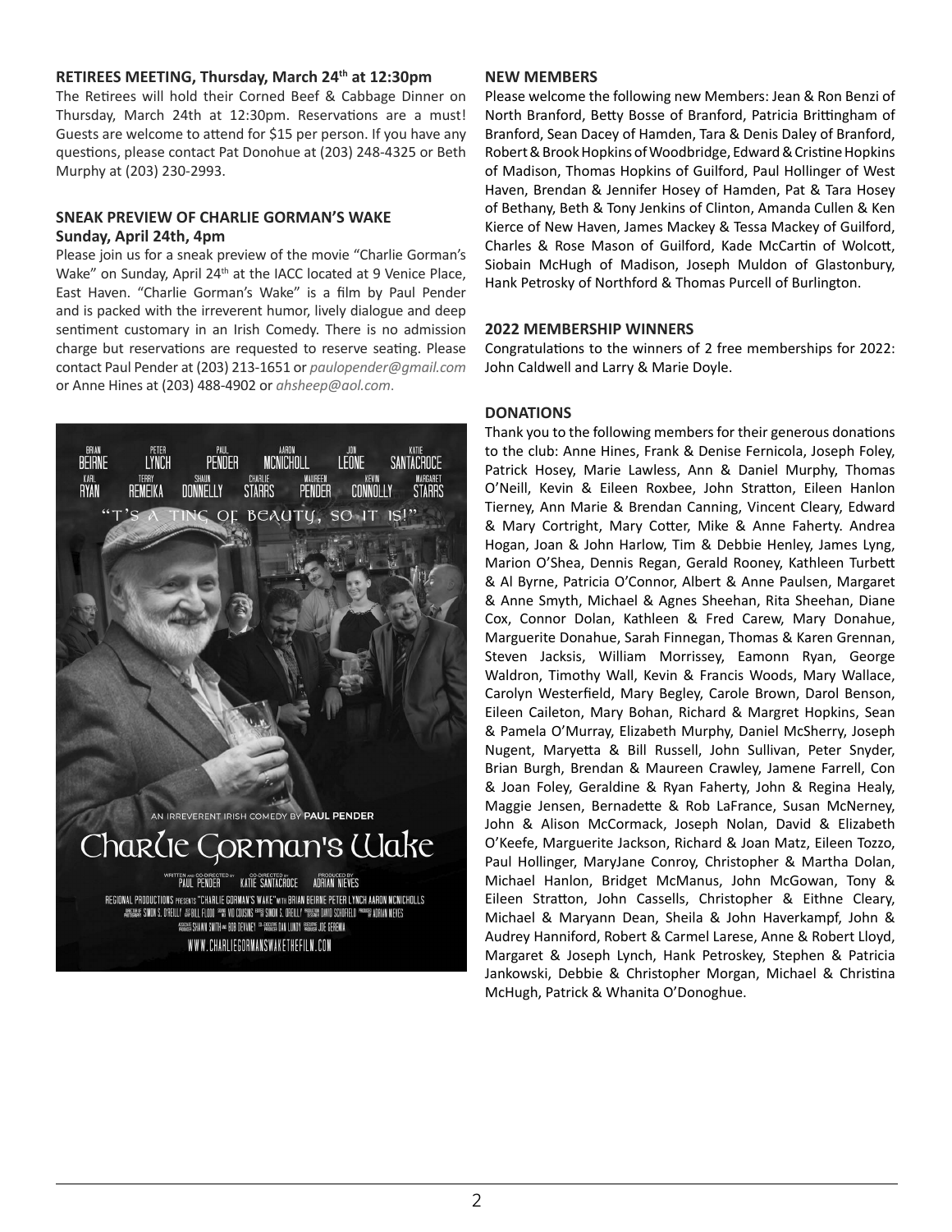### RETIREES MEETING, Thursday, March 24th at 12:30pm

The Retirees will hold their Corned Beef & Cabbage Dinner on Thursday, March 24th at 12:30pm. Reservations are a must! Guests are welcome to attend for $15 per person. If you have any questions, please contact Pat Donohue at (203) 248-4325 or Beth Murphy at (203) 230-2993.

### SNEAK PREVIEW OF CHARLIE GORMAN'S WAKE
### Sunday, April 24th, 4pm

Please join us for a sneak preview of the movie "Charlie Gorman's Wake" on Sunday, April 24th at the IACC located at 9 Venice Place, East Haven. "Charlie Gorman's Wake" is a film by Paul Pender and is packed with the irreverent humor, lively dialogue and deep sentiment customary in an Irish Comedy. There is no admission charge but reservations are requested to reserve seating. Please contact Paul Pender at (203) 213-1651 or *paulopender@gmail.com* or Anne Hines at (203) 488-4902 or *ahsheep@aol.com*.

### NEW MEMBERS

Please welcome the following new Members: Jean & Ron Benzi of North Branford, Betty Bosse of Branford, Patricia Brittingham of Branford, Sean Dacey of Hamden, Tara & Denis Daley of Branford, Robert & Brook Hopkins of Woodbridge, Edward & Cristine Hopkins of Madison, Thomas Hopkins of Guilford, Paul Hollinger of West Haven, Brendan & Jennifer Hosey of Hamden, Pat & Tara Hosey of Bethany, Beth & Tony Jenkins of Clinton, Amanda Cullen & Ken Kierce of New Haven, James Mackey & Tessa Mackey of Guilford, Charles & Rose Mason of Guilford, Kade McCartin of Wolcott, Siobain McHugh of Madison, Joseph Muldon of Glastonbury, Hank Petrosky of Northford & Thomas Purcell of Burlington.

### 2022 MEMBERSHIP WINNERS

Congratulations to the winners of 2 free memberships for 2022: John Caldwell and Larry & Marie Doyle.

### DONATIONS

Thank you to the following members for their generous donations to the club: Anne Hines, Frank & Denise Fernicola, Joseph Foley, Patrick Hosey, Marie Lawless, Ann & Daniel Murphy, Thomas O'Neill, Kevin & Eileen Roxbee, John Stratton, Eileen Hanlon Tierney, Ann Marie & Brendan Canning, Vincent Cleary, Edward & Mary Cortright, Mary Cotter, Mike & Anne Faherty. Andrea Hogan, Joan & John Harlow, Tim & Debbie Henley, James Lyng, Marion O'Shea, Dennis Regan, Gerald Rooney, Kathleen Turbett & Al Byrne, Patricia O'Connor, Albert & Anne Paulsen, Margaret & Anne Smyth, Michael & Agnes Sheehan, Rita Sheehan, Diane Cox, Connor Dolan, Kathleen & Fred Carew, Mary Donahue, Marguerite Donahue, Sarah Finnegan, Thomas & Karen Grennan, Steven Jacksis, William Morrissey, Eamonn Ryan, George Waldron, Timothy Wall, Kevin & Francis Woods, Mary Wallace, Carolyn Westerfield, Mary Begley, Carole Brown, Darol Benson, Eileen Caileton, Mary Bohan, Richard & Margret Hopkins, Sean & Pamela O'Murray, Elizabeth Murphy, Daniel McSherry, Joseph Nugent, Maryetta & Bill Russell, John Sullivan, Peter Snyder, Brian Burgh, Brendan & Maureen Crawley, Jamene Farrell, Con & Joan Foley, Geraldine & Ryan Faherty, John & Regina Healy, Maggie Jensen, Bernadette & Rob LaFrance, Susan McNerney, John & Alison McCormack, Joseph Nolan, David & Elizabeth O'Keefe, Marguerite Jackson, Richard & Joan Matz, Eileen Tozzo, Paul Hollinger, MaryJane Conroy, Christopher & Martha Dolan, Michael Hanlon, Bridget McManus, John McGowan, Tony & Eileen Stratton, John Cassells, Christopher & Eithne Cleary, Michael & Maryann Dean, Sheila & John Haverkampf, John & Audrey Hanniford, Robert & Carmel Larese, Anne & Robert Lloyd, Margaret & Joseph Lynch, Hank Petroskey, Stephen & Patricia Jankowski, Debbie & Christopher Morgan, Michael & Christina McHugh, Patrick & Whanita O'Donoghue.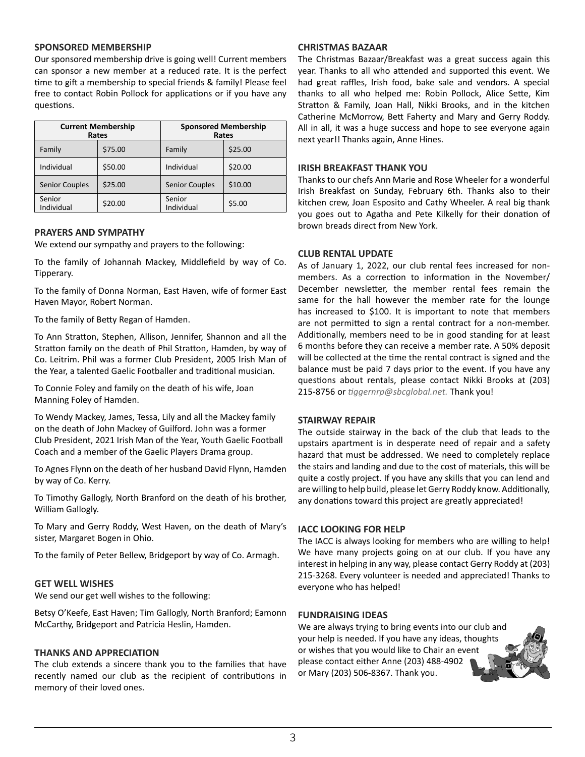## SPONSORED MEMBERSHIP

Our sponsored membership drive is going well! Current members can sponsor a new member at a reduced rate. It is the perfect time to gift a membership to special friends & family! Please feel free to contact Robin Pollock for applications or if you have any questions.

| Current Membership Rates | | Sponsored Membership Rates | |
|---|---|---|---|
| Family | $75.00 | Family | $25.00 |
| Individual | $50.00 | Individual | $20.00 |
| Senior Couples | $25.00 | Senior Couples | $10.00 |
| Senior Individual | $20.00 | Senior Individual | $5.00 |

## PRAYERS AND SYMPATHY

We extend our sympathy and prayers to the following:

To the family of Johannah Mackey, Middlefield by way of Co. Tipperary.

To the family of Donna Norman, East Haven, wife of former East Haven Mayor, Robert Norman.

To the family of Betty Regan of Hamden.

To Ann Stratton, Stephen, Allison, Jennifer, Shannon and all the Stratton family on the death of Phil Stratton, Hamden, by way of Co. Leitrim. Phil was a former Club President, 2005 Irish Man of the Year, a talented Gaelic Footballer and traditional musician.

To Connie Foley and family on the death of his wife, Joan Manning Foley of Hamden.

To Wendy Mackey, James, Tessa, Lily and all the Mackey family on the death of John Mackey of Guilford. John was a former Club President, 2021 Irish Man of the Year, Youth Gaelic Football Coach and a member of the Gaelic Players Drama group.

To Agnes Flynn on the death of her husband David Flynn, Hamden by way of Co. Kerry.

To Timothy Gallogly, North Branford on the death of his brother, William Gallogly.

To Mary and Gerry Roddy, West Haven, on the death of Mary's sister, Margaret Bogen in Ohio.

To the family of Peter Bellew, Bridgeport by way of Co. Armagh.

## GET WELL WISHES

We send our get well wishes to the following:

Betsy O'Keefe, East Haven; Tim Gallogly, North Branford; Eamonn McCarthy, Bridgeport and Patricia Heslin, Hamden.

## THANKS AND APPRECIATION

The club extends a sincere thank you to the families that have recently named our club as the recipient of contributions in memory of their loved ones.

## CHRISTMAS BAZAAR

The Christmas Bazaar/Breakfast was a great success again this year. Thanks to all who attended and supported this event. We had great raffles, Irish food, bake sale and vendors. A special thanks to all who helped me: Robin Pollock, Alice Sette, Kim Stratton & Family, Joan Hall, Nikki Brooks, and in the kitchen Catherine McMorrow, Bett Faherty and Mary and Gerry Roddy. All in all, it was a huge success and hope to see everyone again next year!! Thanks again, Anne Hines.

## IRISH BREAKFAST THANK YOU

Thanks to our chefs Ann Marie and Rose Wheeler for a wonderful Irish Breakfast on Sunday, February 6th. Thanks also to their kitchen crew, Joan Esposito and Cathy Wheeler. A real big thank you goes out to Agatha and Pete Kilkelly for their donation of brown breads direct from New York.

## CLUB RENTAL UPDATE

As of January 1, 2022, our club rental fees increased for non-members. As a correction to information in the November/December newsletter, the member rental fees remain the same for the hall however the member rate for the lounge has increased to $100. It is important to note that members are not permitted to sign a rental contract for a non-member. Additionally, members need to be in good standing for at least 6 months before they can receive a member rate. A 50% deposit will be collected at the time the rental contract is signed and the balance must be paid 7 days prior to the event. If you have any questions about rentals, please contact Nikki Brooks at (203) 215-8756 or *tiggernrp@sbcglobal.net.* Thank you!

## STAIRWAY REPAIR

The outside stairway in the back of the club that leads to the upstairs apartment is in desperate need of repair and a safety hazard that must be addressed. We need to completely replace the stairs and landing and due to the cost of materials, this will be quite a costly project. If you have any skills that you can lend and are willing to help build, please let Gerry Roddy know. Additionally, any donations toward this project are greatly appreciated!

## IACC LOOKING FOR HELP

The IACC is always looking for members who are willing to help! We have many projects going on at our club. If you have any interest in helping in any way, please contact Gerry Roddy at (203) 215-3268. Every volunteer is needed and appreciated! Thanks to everyone who has helped!

## FUNDRAISING IDEAS

We are always trying to bring events into our club and your help is needed. If you have any ideas, thoughts or wishes that you would like to Chair an event please contact either Anne (203) 488-4902 or Mary (203) 506-8367. Thank you.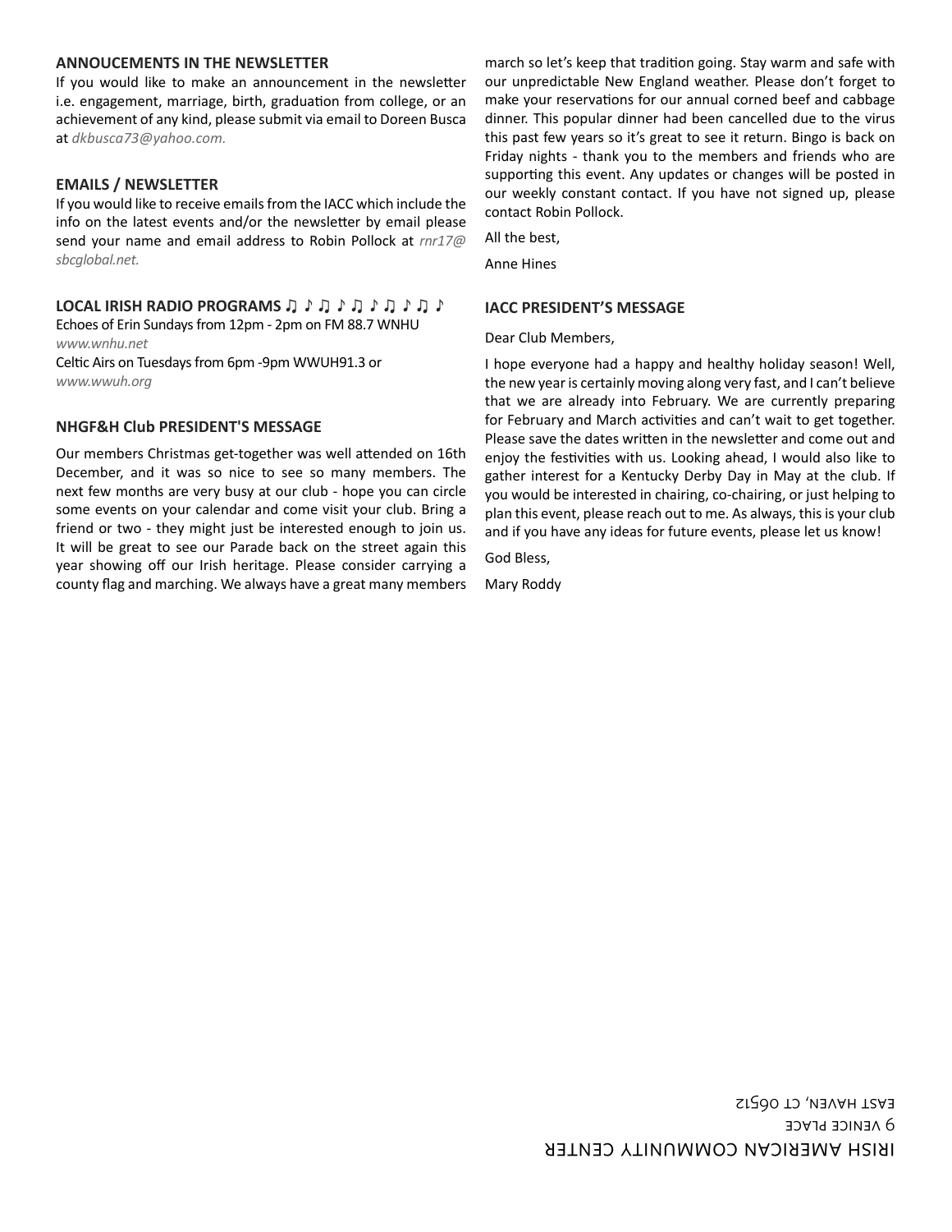### ANNOUCEMENTS IN THE NEWSLETTER

If you would like to make an announcement in the newsletter i.e. engagement, marriage, birth, graduation from college, or an achievement of any kind, please submit via email to Doreen Busca at *dkbusca73@yahoo.com.*

### EMAILS / NEWSLETTER

If you would like to receive emails from the IACC which include the info on the latest events and/or the newsletter by email please send your name and email address to Robin Pollock at *rnr17@sbcglobal.net.*

### LOCAL IRISH RADIO PROGRAMS ♫ ♪ ♫ ♪ ♫ ♪ ♫ ♪ ♫ ♪

Echoes of Erin Sundays from 12pm - 2pm on FM 88.7 WNHU
*www.wnhu.net*

Celtic Airs on Tuesdays from 6pm -9pm WWUH91.3 or
*www.wwuh.org*

### NHGF&H Club PRESIDENT'S MESSAGE

Our members Christmas get-together was well attended on 16th December, and it was so nice to see so many members. The next few months are very busy at our club - hope you can circle some events on your calendar and come visit your club. Bring a friend or two - they might just be interested enough to join us. It will be great to see our Parade back on the street again this year showing off our Irish heritage. Please consider carrying a county flag and marching. We always have a great many members march so let's keep that tradition going. Stay warm and safe with our unpredictable New England weather. Please don't forget to make your reservations for our annual corned beef and cabbage dinner. This popular dinner had been cancelled due to the virus this past few years so it's great to see it return. Bingo is back on Friday nights - thank you to the members and friends who are supporting this event. Any updates or changes will be posted in our weekly constant contact. If you have not signed up, please contact Robin Pollock.

All the best,

Anne Hines

### IACC PRESIDENT'S MESSAGE

Dear Club Members,

I hope everyone had a happy and healthy holiday season! Well, the new year is certainly moving along very fast, and I can't believe that we are already into February. We are currently preparing for February and March activities and can't wait to get together. Please save the dates written in the newsletter and come out and enjoy the festivities with us. Looking ahead, I would also like to gather interest for a Kentucky Derby Day in May at the club. If you would be interested in chairing, co-chairing, or just helping to plan this event, please reach out to me. As always, this is your club and if you have any ideas for future events, please let us know!

God Bless,

Mary Roddy

IRISH AMERICAN COMMUNITY CENTER
9 VENICE PLACE
EAST HAVEN, CT 06512